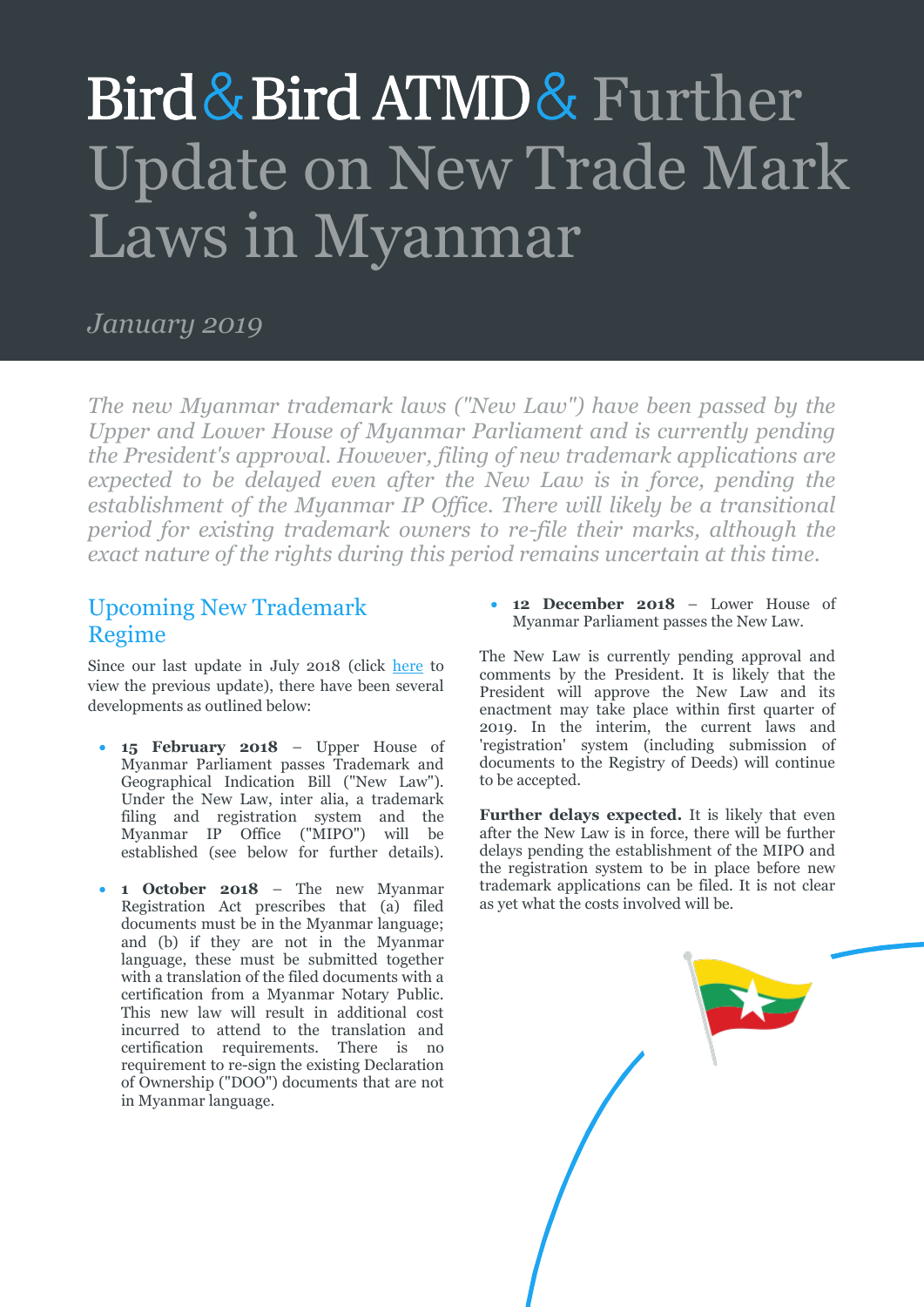# Bird & Bird ATMD & Further Update on New Trade Mark Laws in Myanmar

*January 2019*

*The new Myanmar trademark laws ("New Law") have been passed by the Upper and Lower House of Myanmar Parliament and is currently pending the President's approval. However, filing of new trademark applications are expected to be delayed even after the New Law is in force, pending the establishment of the Myanmar IP Office. There will likely be a transitional period for existing trademark owners to re-file their marks, although the exact nature of the rights during this period remains uncertain at this time.*

## Upcoming New Trademark Regime

Since our last update in July 2018 (click here to view the previous update), there have been several developments as outlined below:

- **15 February 2018** – Upper House of Myanmar Parliament passes Trademark and Geographical Indication Bill ("New Law"). Under the New Law, inter alia, a trademark filing and registration system and the Myanmar IP Office ("MIPO") will be established (see below for further details).
- **1 October 2018** – The new Myanmar Registration Act prescribes that (a) filed documents must be in the Myanmar language; and (b) if they are not in the Myanmar language, these must be submitted together with a translation of the filed documents with a certification from a Myanmar Notary Public. This new law will result in additional cost incurred to attend to the translation and certification requirements. There is no requirement to re-sign the existing Declaration of Ownership ("DOO") documents that are not in Myanmar language.
- **12 December 2018** – Lower House of Myanmar Parliament passes the New Law.

The New Law is currently pending approval and comments by the President. It is likely that the President will approve the New Law and its enactment may take place within first quarter of 2019. In the interim, the current laws and 'registration' system (including submission of documents to the Registry of Deeds) will continue to be accepted.

**Further delays expected.** It is likely that even after the New Law is in force, there will be further delays pending the establishment of the MIPO and the registration system to be in place before new trademark applications can be filed. It is not clear as yet what the costs involved will be.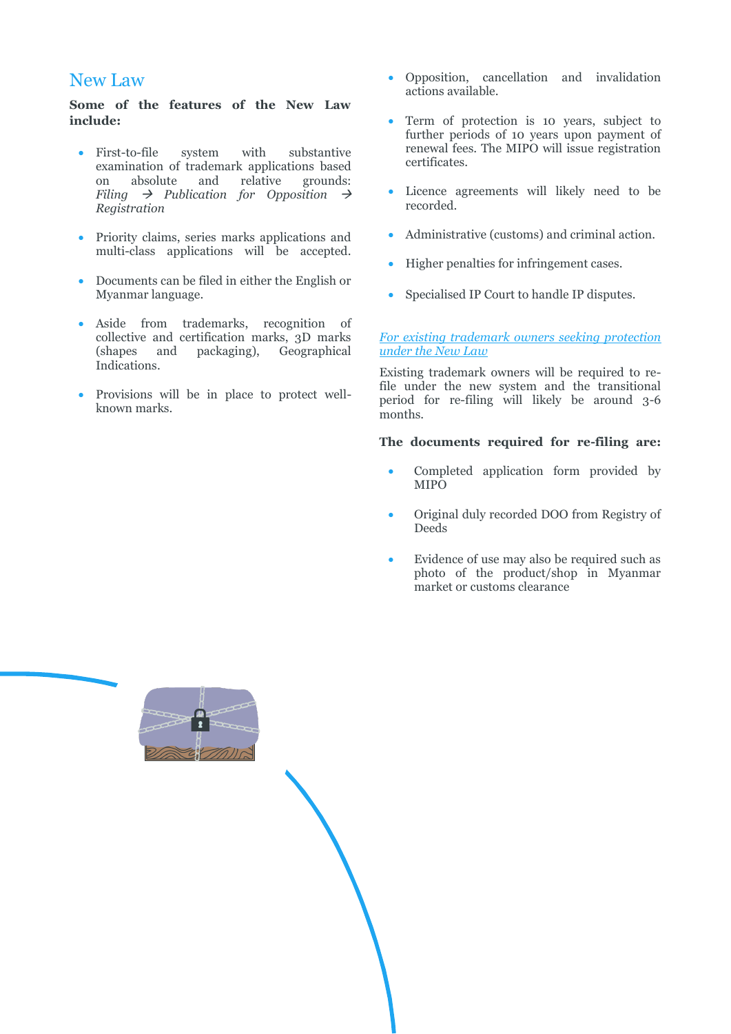## New Law

**Some of the features of the New Law include:**

- First-to-file system with substantive examination of trademark applications based on absolute and relative grounds: *Filing → Publication for Opposition → Registration*
- Priority claims, series marks applications and multi-class applications will be accepted.
- Documents can be filed in either the English or Myanmar language.
- Aside from trademarks, recognition of collective and certification marks, 3D marks (shapes and packaging), Geographical Indications.
- Provisions will be in place to protect well-known marks.
- Opposition, cancellation and invalidation actions available.
- Term of protection is 10 years, subject to further periods of 10 years upon payment of renewal fees. The MIPO will issue registration certificates.
- Licence agreements will likely need to be recorded.
- Administrative (customs) and criminal action.
- Higher penalties for infringement cases.
- Specialised IP Court to handle IP disputes.

*For existing trademark owners seeking protection under the New Law*

Existing trademark owners will be required to re-file under the new system and the transitional period for re-filing will likely be around 3-6 months.

**The documents required for re-filing are:**

- Completed application form provided by MIPO
- Original duly recorded DOO from Registry of Deeds
- Evidence of use may also be required such as photo of the product/shop in Myanmar market or customs clearance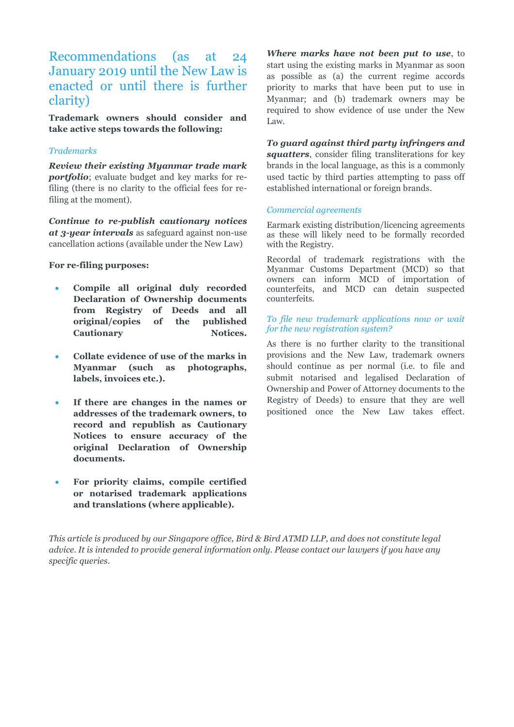## Recommendations (as at 24 January 2019 until the New Law is enacted or until there is further clarity)

**Trademark owners should consider and take active steps towards the following:**

### *Trademarks*

***Review their existing Myanmar trade mark portfolio***; evaluate budget and key marks for re-filing (there is no clarity to the official fees for re-filing at the moment).

***Continue to re-publish cautionary notices at 3-year intervals*** as safeguard against non-use cancellation actions (available under the New Law)

**For re-filing purposes:**

- **Compile all original duly recorded Declaration of Ownership documents from Registry of Deeds and all original/copies of the published Cautionary Notices.**
- **Collate evidence of use of the marks in Myanmar (such as photographs, labels, invoices etc.).**
- **If there are changes in the names or addresses of the trademark owners, to record and republish as Cautionary Notices to ensure accuracy of the original Declaration of Ownership documents.**
- **For priority claims, compile certified or notarised trademark applications and translations (where applicable).**

***Where marks have not been put to use***, to start using the existing marks in Myanmar as soon as possible as (a) the current regime accords priority to marks that have been put to use in Myanmar; and (b) trademark owners may be required to show evidence of use under the New Law.

***To guard against third party infringers and squatters***, consider filing transliterations for key brands in the local language, as this is a commonly used tactic by third parties attempting to pass off established international or foreign brands.

### *Commercial agreements*

Earmark existing distribution/licencing agreements as these will likely need to be formally recorded with the Registry.

Recordal of trademark registrations with the Myanmar Customs Department (MCD) so that owners can inform MCD of importation of counterfeits, and MCD can detain suspected counterfeits.

### *To file new trademark applications now or wait for the new registration system?*

As there is no further clarity to the transitional provisions and the New Law, trademark owners should continue as per normal (i.e. to file and submit notarised and legalised Declaration of Ownership and Power of Attorney documents to the Registry of Deeds) to ensure that they are well positioned once the New Law takes effect.

*This article is produced by our Singapore office, Bird & Bird ATMD LLP, and does not constitute legal advice. It is intended to provide general information only. Please contact our lawyers if you have any specific queries.*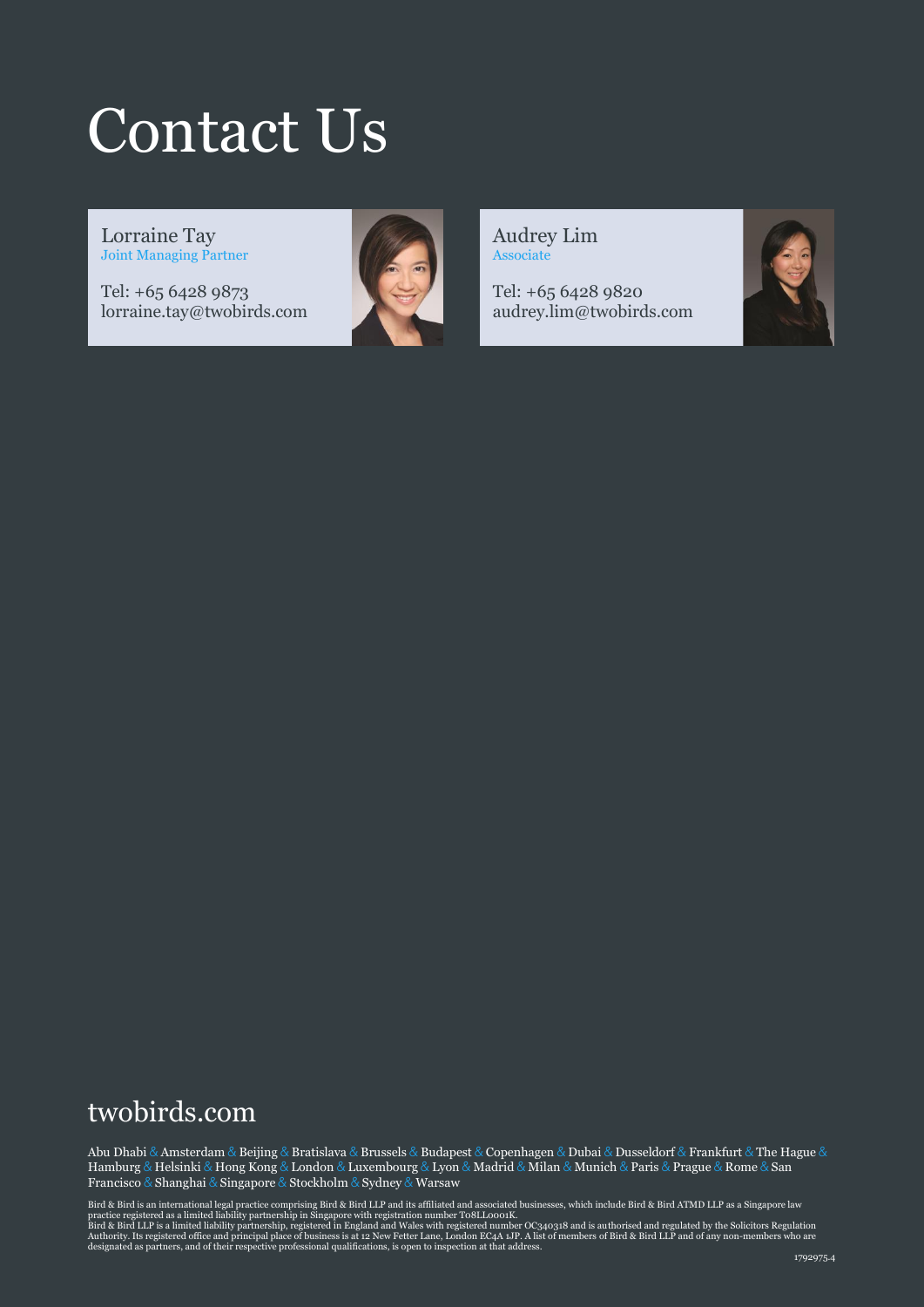# Contact Us

Lorraine Tay
Joint Managing Partner

Tel: +65 6428 9873
lorraine.tay@twobirds.com

Audrey Lim
Associate

Tel: +65 6428 9820
audrey.lim@twobirds.com

## twobirds.com

Abu Dhabi & Amsterdam & Beijing & Bratislava & Brussels & Budapest & Copenhagen & Dubai & Dusseldorf & Frankfurt & The Hague & Hamburg & Helsinki & Hong Kong & London & Luxembourg & Lyon & Madrid & Milan & Munich & Paris & Prague & Rome & San Francisco & Shanghai & Singapore & Stockholm & Sydney & Warsaw

Bird & Bird is an international legal practice comprising Bird & Bird LLP and its affiliated and associated businesses, which include Bird & Bird ATMD LLP as a Singapore law practice registered as a limited liability partnership in Singapore with registration number T08LL0001K.
Bird & Bird LLP is a limited liability partnership, registered in England and Wales with registered number OC340318 and is authorised and regulated by the Solicitors Regulation Authority. Its registered office and principal place of business is at 12 New Fetter Lane, London EC4A 1JP. A list of members of Bird & Bird LLP and of any non-members who are designated as partners, and of their respective professional qualifications, is open to inspection at that address.

1792975.4